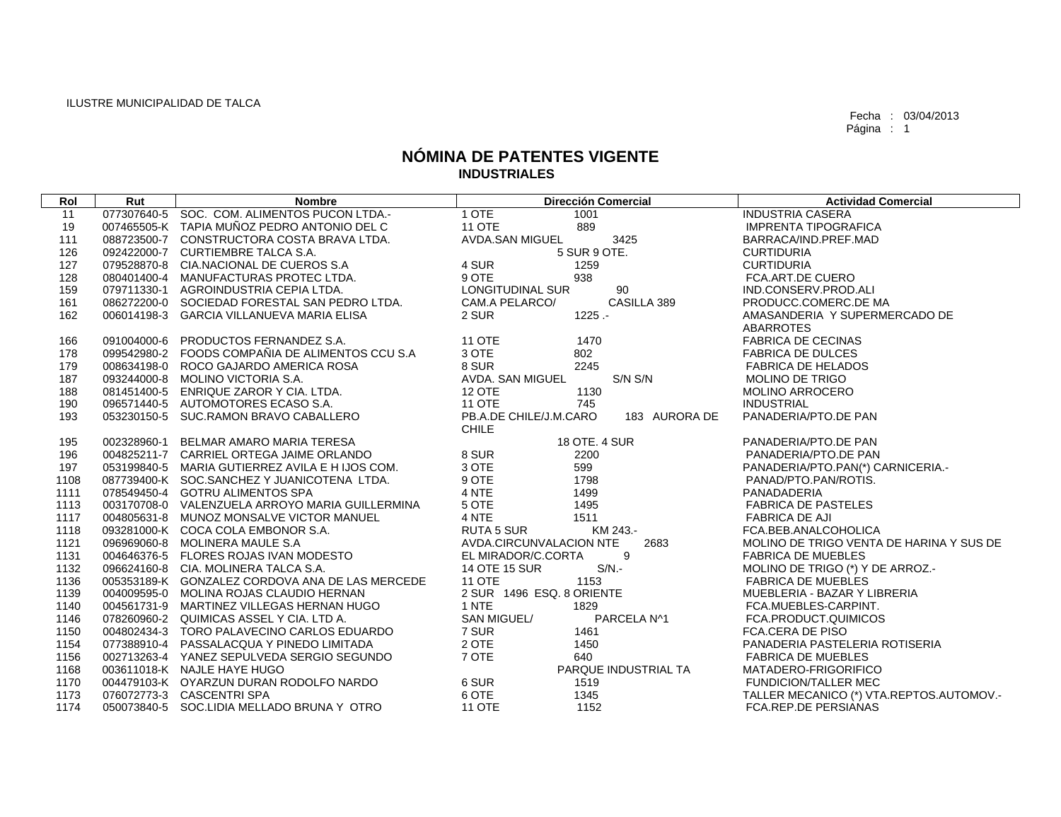ILUSTRE MUNICIPALIDAD DE TALCA

Fecha : 03/04/2013

# NÓMINA DE PATENTES VIGENTE
## INDUSTRIALES

| Rol | Rut | Nombre | Dirección Comercial | Actividad Comercial |
|---|---|---|---|---|
| 11 | 077307640-5 | SOC. COM. ALIMENTOS PUCON LTDA.- | 1 OTE 1001 | INDUSTRIA CASERA |
| 19 | 007465505-K | TAPIA MUÑOZ PEDRO ANTONIO DEL C | 11 OTE 889 | IMPRENTA TIPOGRAFICA |
| 111 | 088723500-7 | CONSTRUCTORA COSTA BRAVA LTDA. | AVDA.SAN MIGUEL 3425 | BARRACA/IND.PREF.MAD |
| 126 | 092422000-7 | CURTIEMBRE TALCA S.A. | 5 SUR 9 OTE. | CURTIDURIA |
| 127 | 079528870-8 | CIA.NACIONAL DE CUEROS S.A | 4 SUR 1259 | CURTIDURIA |
| 128 | 080401400-4 | MANUFACTURAS PROTEC LTDA. | 9 OTE 938 | FCA.ART.DE CUERO |
| 159 | 079711330-1 | AGROINDUSTRIA CEPIA LTDA. | LONGITUDINAL SUR 90 | IND.CONSERV.PROD.ALI |
| 161 | 086272200-0 | SOCIEDAD FORESTAL SAN PEDRO LTDA. | CAM.A PELARCO/ CASILLA 389 | PRODUCC.COMERC.DE MA |
| 162 | 006014198-3 | GARCIA VILLANUEVA MARIA ELISA | 2 SUR 1225 .- | AMASANDERIA Y SUPERMERCADO DE ABARROTES |
| 166 | 091004000-6 | PRODUCTOS FERNANDEZ S.A. | 11 OTE 1470 | FABRICA DE CECINAS |
| 178 | 099542980-2 | FOODS COMPAÑIA DE ALIMENTOS CCU S.A | 3 OTE 802 | FABRICA DE DULCES |
| 179 | 008634198-0 | ROCO GAJARDO AMERICA ROSA | 8 SUR 2245 | FABRICA DE HELADOS |
| 187 | 093244000-8 | MOLINO VICTORIA S.A. | AVDA. SAN MIGUEL S/N S/N | MOLINO DE TRIGO |
| 188 | 081451400-5 | ENRIQUE ZAROR Y CIA. LTDA. | 12 OTE 1130 | MOLINO ARROCERO |
| 190 | 096571440-5 | AUTOMOTORES ECASO S.A. | 11 OTE 745 | INDUSTRIAL |
| 193 | 053230150-5 | SUC.RAMON BRAVO CABALLERO | PB.A.DE CHILE/J.M.CARO 183 AURORA DE CHILE | PANADERIA/PTO.DE PAN |
| 195 | 002328960-1 | BELMAR AMARO MARIA TERESA | 18 OTE. 4 SUR | PANADERIA/PTO.DE PAN |
| 196 | 004825211-7 | CARRIEL ORTEGA JAIME ORLANDO | 8 SUR 2200 | PANADERIA/PTO.DE PAN |
| 197 | 053199840-5 | MARIA GUTIERREZ AVILA E H IJOS COM. | 3 OTE 599 | PANADERIA/PTO.PAN(*) CARNICERIA.- |
| 1108 | 087739400-K | SOC.SANCHEZ Y JUANICOTENA LTDA. | 9 OTE 1798 | PANAD/PTO.PAN/ROTIS. |
| 1111 | 078549450-4 | GOTRU ALIMENTOS SPA | 4 NTE 1499 | PANADADERIA |
| 1113 | 003170708-0 | VALENZUELA ARROYO MARIA GUILLERMINA | 5 OTE 1495 | FABRICA DE PASTELES |
| 1117 | 004805631-8 | MUNOZ MONSALVE VICTOR MANUEL | 4 NTE 1511 | FABRICA DE AJI |
| 1118 | 093281000-K | COCA COLA EMBONOR S.A. | RUTA 5 SUR KM 243.- | FCA.BEB.ANALCOHOLICA |
| 1121 | 096969060-8 | MOLINERA MAULE S.A | AVDA.CIRCUNVALACION NTE 2683 | MOLINO DE TRIGO VENTA DE HARINA Y SUS DE |
| 1131 | 004646376-5 | FLORES ROJAS IVAN MODESTO | EL MIRADOR/C.CORTA 9 | FABRICA DE MUEBLES |
| 1132 | 096624160-8 | CIA. MOLINERA TALCA S.A. | 14 OTE 15 SUR S/N.- | MOLINO DE TRIGO (*) Y DE ARROZ.- |
| 1136 | 005353189-K | GONZALEZ CORDOVA ANA DE LAS MERCEDE | 11 OTE 1153 | FABRICA DE MUEBLES |
| 1139 | 004009595-0 | MOLINA ROJAS CLAUDIO HERNAN | 2 SUR 1496 ESQ. 8 ORIENTE | MUEBLERIA - BAZAR Y LIBRERIA |
| 1140 | 004561731-9 | MARTINEZ VILLEGAS HERNAN HUGO | 1 NTE 1829 | FCA.MUEBLES-CARPINT. |
| 1146 | 078260960-2 | QUIMICAS ASSEL Y CIA. LTD A. | SAN MIGUEL/ PARCELA N^1 | FCA.PRODUCT.QUIMICOS |
| 1150 | 004802434-3 | TORO PALAVECINO CARLOS EDUARDO | 7 SUR 1461 | FCA.CERA DE PISO |
| 1154 | 077388910-4 | PASSALACQUA Y PINEDO LIMITADA | 2 OTE 1450 | PANADERIA PASTELERIA ROTISERIA |
| 1156 | 002713263-4 | YANEZ SEPULVEDA SERGIO SEGUNDO | 7 OTE 640 | FABRICA DE MUEBLES |
| 1168 | 003611018-K | NAJLE HAYE HUGO | PARQUE INDUSTRIAL TA | MATADERO-FRIGORIFICO |
| 1170 | 004479103-K | OYARZUN DURAN RODOLFO NARDO | 6 SUR 1519 | FUNDICION/TALLER MEC |
| 1173 | 076072773-3 | CASCENTRI SPA | 6 OTE 1345 | TALLER MECANICO (*) VTA.REPTOS.AUTOMOV.- |
| 1174 | 050073840-5 | SOC.LIDIA MELLADO BRUNA Y OTRO | 11 OTE 1152 | FCA.REP.DE PERSIANAS |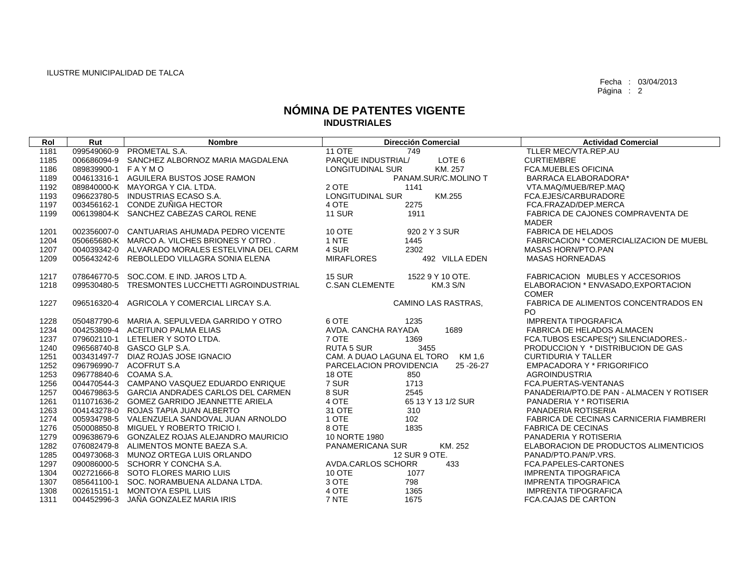ILUSTRE MUNICIPALIDAD DE TALCA

Fecha : 03/04/2013

# NÓMINA DE PATENTES VIGENTE
## INDUSTRIALES

| Rol | Rut | Nombre | Dirección Comercial | Actividad Comercial |
|---|---|---|---|---|
| 1181 | 099549060-9 | PROMETAL S.A. | 11 OTE 749 | TLLER MEC/VTA.REP.AU |
| 1185 | 006686094-9 | SANCHEZ ALBORNOZ MARIA MAGDALENA | PARQUE INDUSTRIAL/ LOTE 6 | CURTIEMBRE |
| 1186 | 089839900-1 | F A Y M O | LONGITUDINAL SUR KM. 257 | FCA.MUEBLES OFICINA |
| 1189 | 004613316-1 | AGUILERA BUSTOS JOSE RAMON | PANAM.SUR/C.MOLINO T | BARRACA ELABORADORA* |
| 1192 | 089840000-K | MAYORGA Y CIA. LTDA. | 2 OTE 1141 | VTA.MAQ/MUEB/REP.MAQ |
| 1193 | 096623780-5 | INDUSTRIAS ECASO S.A. | LONGITUDINAL SUR KM.255 | FCA.EJES/CARBURADORE |
| 1197 | 003456162-1 | CONDE ZUÑIGA HECTOR | 4 OTE 2275 | FCA.FRAZAD/DEP.MERCA |
| 1199 | 006139804-K | SANCHEZ CABEZAS CAROL RENE | 11 SUR 1911 | FABRICA DE CAJONES COMPRAVENTA DE MADER |
| 1201 | 002356007-0 | CANTUARIAS AHUMADA PEDRO VICENTE | 10 OTE 920 2 Y 3 SUR | FABRICA DE HELADOS |
| 1204 | 050665680-K | MARCO A. VILCHES BRIONES Y OTRO . | 1 NTE 1445 | FABRICACION * COMERCIALIZACION DE MUEBL |
| 1207 | 004039342-0 | ALVARADO MORALES ESTELVINA DEL CARM | 4 SUR 2302 | MASAS HORN/PTO.PAN |
| 1209 | 005643242-6 | REBOLLEDO VILLAGRA SONIA ELENA | MIRAFLORES 492 VILLA EDEN | MASAS HORNEADAS |
| 1217 | 078646770-5 | SOC.COM. E IND. JAROS LTD A. | 15 SUR 1522 9 Y 10 OTE. | FABRICACION MUBLES Y ACCESORIOS |
| 1218 | 099530480-5 | TRESMONTES LUCCHETTI AGROINDUSTRIAL | C.SAN CLEMENTE KM.3 S/N | ELABORACION * ENVASADO,EXPORTACION COMER |
| 1227 | 096516320-4 | AGRICOLA Y COMERCIAL LIRCAY S.A. | CAMINO LAS RASTRAS, | FABRICA DE ALIMENTOS CONCENTRADOS EN PO |
| 1228 | 050487790-6 | MARIA A. SEPULVEDA GARRIDO Y OTRO | 6 OTE 1235 | IMPRENTA TIPOGRAFICA |
| 1234 | 004253809-4 | ACEITUNO PALMA ELIAS | AVDA. CANCHA RAYADA 1689 | FABRICA DE HELADOS ALMACEN |
| 1237 | 079602110-1 | LETELIER Y SOTO LTDA. | 7 OTE 1369 | FCA.TUBOS ESCAPES(*) SILENCIADORES.- |
| 1240 | 096568740-8 | GASCO GLP S.A. | RUTA 5 SUR 3455 | PRODUCCION Y * DISTRIBUCION DE GAS |
| 1251 | 003431497-7 | DIAZ ROJAS JOSE IGNACIO | CAM. A DUAO LAGUNA EL TORO KM 1,6 | CURTIDURIA Y TALLER |
| 1252 | 096796990-7 | ACOFRUT S.A | PARCELACION PROVIDENCIA 25 -26-27 | EMPACADORA Y * FRIGORIFICO |
| 1253 | 096778840-6 | COAMA S.A. | 18 OTE 850 | AGROINDUSTRIA |
| 1256 | 004470544-3 | CAMPANO VASQUEZ EDUARDO ENRIQUE | 7 SUR 1713 | FCA.PUERTAS-VENTANAS |
| 1257 | 004679863-5 | GARCIA ANDRADES CARLOS DEL CARMEN | 8 SUR 2545 | PANADERIA/PTO.DE PAN - ALMACEN Y ROTISER |
| 1261 | 011071636-2 | GOMEZ GARRIDO JEANNETTE ARIELA | 4 OTE 65 13 Y 13 1/2 SUR | PANADERIA Y * ROTISERIA |
| 1263 | 004143278-0 | ROJAS TAPIA JUAN ALBERTO | 31 OTE 310 | PANADERIA ROTISERIA |
| 1274 | 005934798-5 | VALENZUELA SANDOVAL JUAN ARNOLDO | 1 OTE 102 | FABRICA DE CECINAS CARNICERIA FIAMBRERI |
| 1276 | 050008850-8 | MIGUEL Y ROBERTO TRICIO I. | 8 OTE 1835 | FABRICA DE CECINAS |
| 1279 | 009638679-6 | GONZALEZ ROJAS ALEJANDRO MAURICIO | 10 NORTE 1980 | PANADERIA Y ROTISERIA |
| 1282 | 076082479-8 | ALIMENTOS MONTE BAEZA S.A. | PANAMERICANA SUR KM. 252 | ELABORACION DE PRODUCTOS ALIMENTICIOS |
| 1285 | 004973068-3 | MUNOZ ORTEGA LUIS ORLANDO | 12 SUR 9 OTE. | PANAD/PTO.PAN/P.VRS. |
| 1297 | 090086000-5 | SCHORR Y CONCHA S.A. | AVDA.CARLOS SCHORR 433 | FCA.PAPELES-CARTONES |
| 1304 | 002721666-8 | SOTO FLORES MARIO LUIS | 10 OTE 1077 | IMPRENTA TIPOGRAFICA |
| 1307 | 085641100-1 | SOC. NORAMBUENA ALDANA LTDA. | 3 OTE 798 | IMPRENTA TIPOGRAFICA |
| 1308 | 002615151-1 | MONTOYA ESPIL LUIS | 4 OTE 1365 | IMPRENTA TIPOGRAFICA |
| 1311 | 004452996-3 | JAÑA GONZALEZ MARIA IRIS | 7 NTE 1675 | FCA.CAJAS DE CARTON |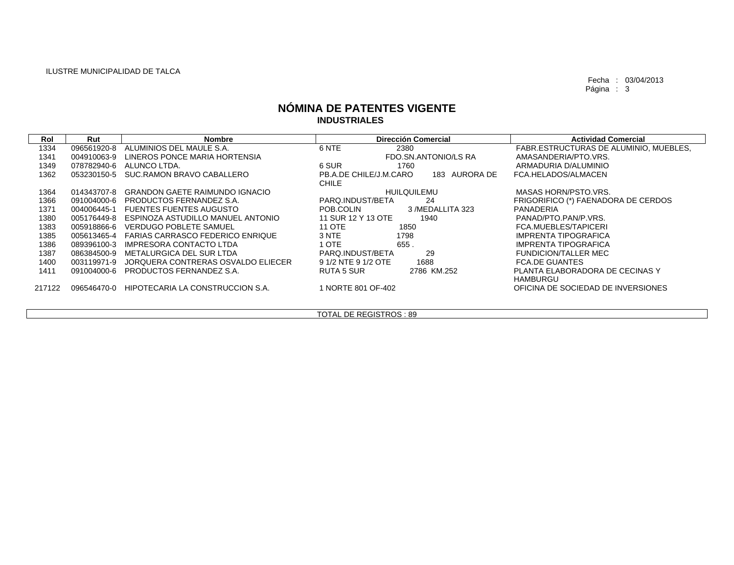ILUSTRE MUNICIPALIDAD DE TALCA

Fecha : 03/04/2013

# NÓMINA DE PATENTES VIGENTE
## INDUSTRIALES

| Rol | Rut | Nombre | Dirección Comercial | Actividad Comercial |
|---|---|---|---|---|
| 1334 | 096561920-8 | ALUMINIOS DEL MAULE S.A. | 6 NTE 2380 | FABR.ESTRUCTURAS DE ALUMINIO, MUEBLES, |
| 1341 | 004910063-9 | LINEROS PONCE MARIA HORTENSIA | FDO.SN.ANTONIO/LS RA | AMASANDERIA/PTO.VRS. |
| 1349 | 078782940-6 | ALUNCO LTDA. | 6 SUR 1760 | ARMADURIA D/ALUMINIO |
| 1362 | 053230150-5 | SUC.RAMON BRAVO CABALLERO | PB.A.DE CHILE/J.M.CARO 183 AURORA DE CHILE | FCA.HELADOS/ALMACEN |
| 1364 | 014343707-8 | GRANDON GAETE RAIMUNDO IGNACIO | HUILQUILEMU | MASAS HORN/PSTO.VRS. |
| 1366 | 091004000-6 | PRODUCTOS FERNANDEZ S.A. | PARQ.INDUST/BETA 24 | FRIGORIFICO (*) FAENADORA DE CERDOS |
| 1371 | 004006445-1 | FUENTES FUENTES AUGUSTO | POB.COLIN 3 /MEDALLITA 323 | PANADERIA |
| 1380 | 005176449-8 | ESPINOZA ASTUDILLO MANUEL ANTONIO | 11 SUR 12 Y 13 OTE 1940 | PANAD/PTO.PAN/P.VRS. |
| 1383 | 005918866-6 | VERDUGO POBLETE SAMUEL | 11 OTE 1850 | FCA.MUEBLES/TAPICERI |
| 1385 | 005613465-4 | FARIAS CARRASCO FEDERICO ENRIQUE | 3 NTE 1798 | IMPRENTA TIPOGRAFICA |
| 1386 | 089396100-3 | IMPRESORA CONTACTO LTDA | 1 OTE 655 . | IMPRENTA TIPOGRAFICA |
| 1387 | 086384500-9 | METALURGICA DEL SUR LTDA | PARQ.INDUST/BETA 29 | FUNDICION/TALLER MEC |
| 1400 | 003119971-9 | JORQUERA CONTRERAS OSVALDO ELIECER | 9 1/2 NTE 9 1/2 OTE 1688 | FCA.DE GUANTES |
| 1411 | 091004000-6 | PRODUCTOS FERNANDEZ S.A. | RUTA 5 SUR 2786 KM.252 | PLANTA ELABORADORA DE CECINAS Y HAMBURGU |
| 217122 | 096546470-0 | HIPOTECARIA LA CONSTRUCCION S.A. | 1 NORTE 801 OF-402 | OFICINA DE SOCIEDAD DE INVERSIONES |

TOTAL DE REGISTROS : 89